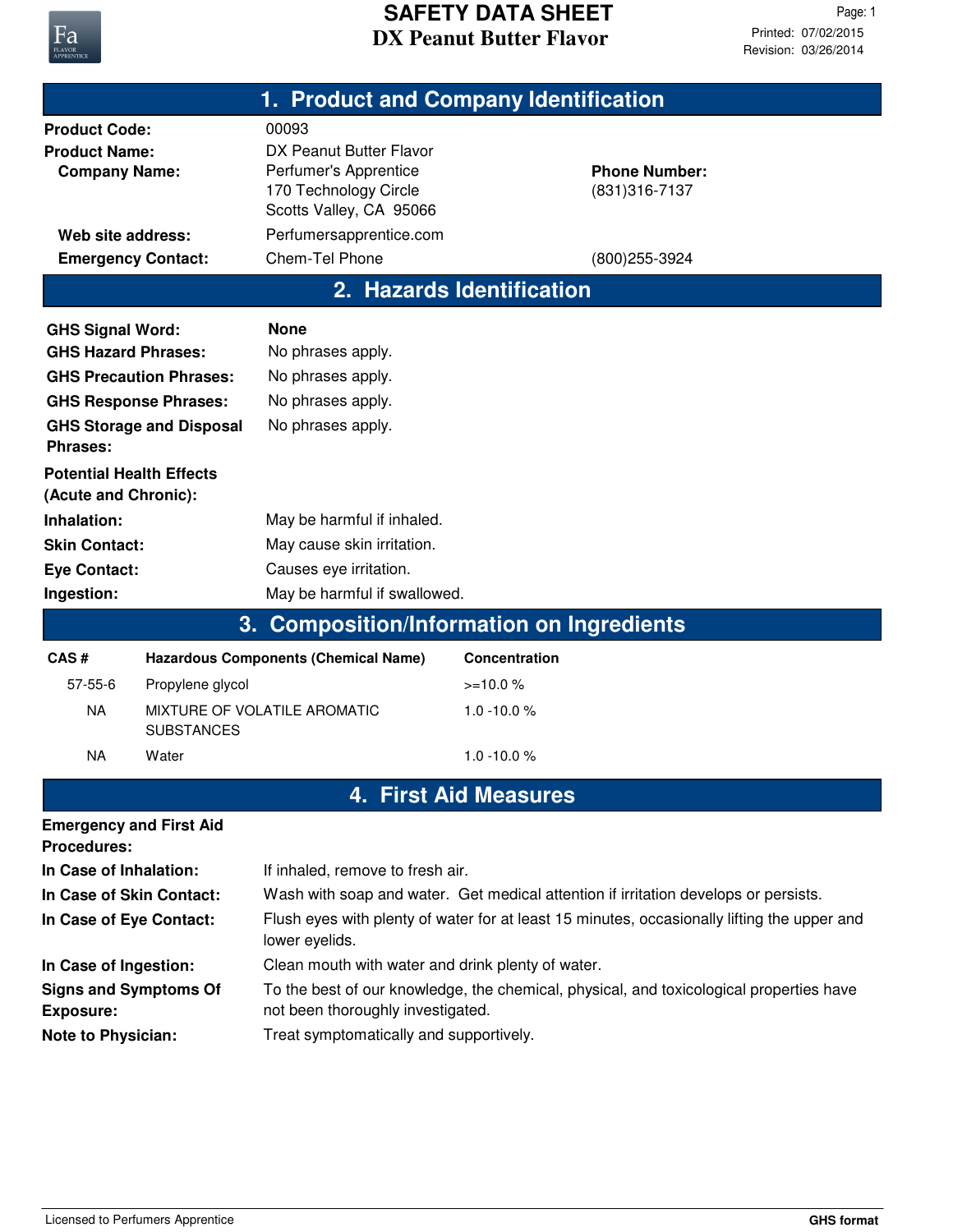# SAFETY DATA SHEET

## DX Peanut Butter Flavor

Printed: 07/02/2015
Revision: 03/26/2014

## 1. Product and Company Identification

**Product Code:** 00093

**Product Name:** DX Peanut Butter Flavor

**Company Name:** Perfumer's Apprentice
170 Technology Circle
Scotts Valley, CA 95066

**Phone Number:** (831)316-7137

**Web site address:** Perfumersapprentice.com

**Emergency Contact:** Chem-Tel Phone (800)255-3924

## 2. Hazards Identification

**GHS Signal Word:** None

**GHS Hazard Phrases:** No phrases apply.

**GHS Precaution Phrases:** No phrases apply.

**GHS Response Phrases:** No phrases apply.

**GHS Storage and Disposal Phrases:** No phrases apply.

**Potential Health Effects (Acute and Chronic):**

**Inhalation:** May be harmful if inhaled.

**Skin Contact:** May cause skin irritation.

**Eye Contact:** Causes eye irritation.

**Ingestion:** May be harmful if swallowed.

## 3. Composition/Information on Ingredients

| CAS # | Hazardous Components (Chemical Name) | Concentration |
|---|---|---|
| 57-55-6 | Propylene glycol | >=10.0 % |
| NA | MIXTURE OF VOLATILE AROMATIC SUBSTANCES | 1.0 -10.0 % |
| NA | Water | 1.0 -10.0 % |

## 4. First Aid Measures

**Emergency and First Aid Procedures:**

**In Case of Inhalation:** If inhaled, remove to fresh air.

**In Case of Skin Contact:** Wash with soap and water. Get medical attention if irritation develops or persists.

**In Case of Eye Contact:** Flush eyes with plenty of water for at least 15 minutes, occasionally lifting the upper and lower eyelids.

**In Case of Ingestion:** Clean mouth with water and drink plenty of water.

**Signs and Symptoms Of Exposure:** To the best of our knowledge, the chemical, physical, and toxicological properties have not been thoroughly investigated.

**Note to Physician:** Treat symptomatically and supportively.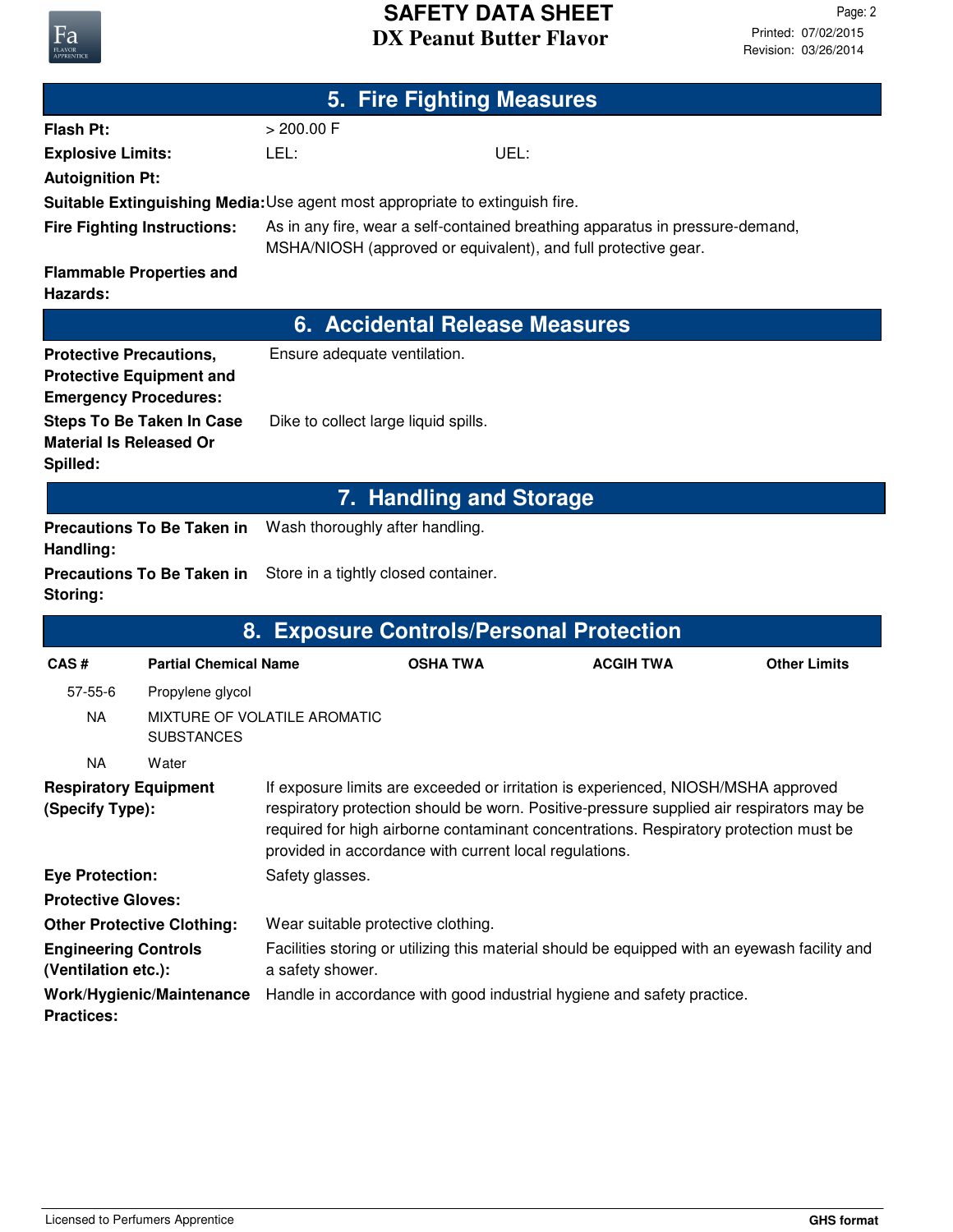## 5. Fire Fighting Measures

**Flash Pt:** > 200.00 F

**Explosive Limits:** LEL: UEL:

**Autoignition Pt:**

**Suitable Extinguishing Media:** Use agent most appropriate to extinguish fire.

**Fire Fighting Instructions:** As in any fire, wear a self-contained breathing apparatus in pressure-demand, MSHA/NIOSH (approved or equivalent), and full protective gear.

**Flammable Properties and Hazards:**

## 6. Accidental Release Measures

**Protective Precautions, Protective Equipment and Emergency Procedures:** Ensure adequate ventilation.

**Steps To Be Taken In Case Material Is Released Or Spilled:** Dike to collect large liquid spills.

## 7. Handling and Storage

**Precautions To Be Taken in Handling:** Wash thoroughly after handling.

**Precautions To Be Taken in Storing:** Store in a tightly closed container.

## 8. Exposure Controls/Personal Protection

| CAS # | Partial Chemical Name | OSHA TWA | ACGIH TWA | Other Limits |
|---|---|---|---|---|
| 57-55-6 | Propylene glycol | | | |
| NA | MIXTURE OF VOLATILE AROMATIC SUBSTANCES | | | |
| NA | Water | | | |

**Respiratory Equipment (Specify Type):** If exposure limits are exceeded or irritation is experienced, NIOSH/MSHA approved respiratory protection should be worn. Positive-pressure supplied air respirators may be required for high airborne contaminant concentrations. Respiratory protection must be provided in accordance with current local regulations.

**Eye Protection:** Safety glasses.

**Protective Gloves:**

**Other Protective Clothing:** Wear suitable protective clothing.

**Engineering Controls (Ventilation etc.):** Facilities storing or utilizing this material should be equipped with an eyewash facility and a safety shower.

**Work/Hygienic/Maintenance Practices:** Handle in accordance with good industrial hygiene and safety practice.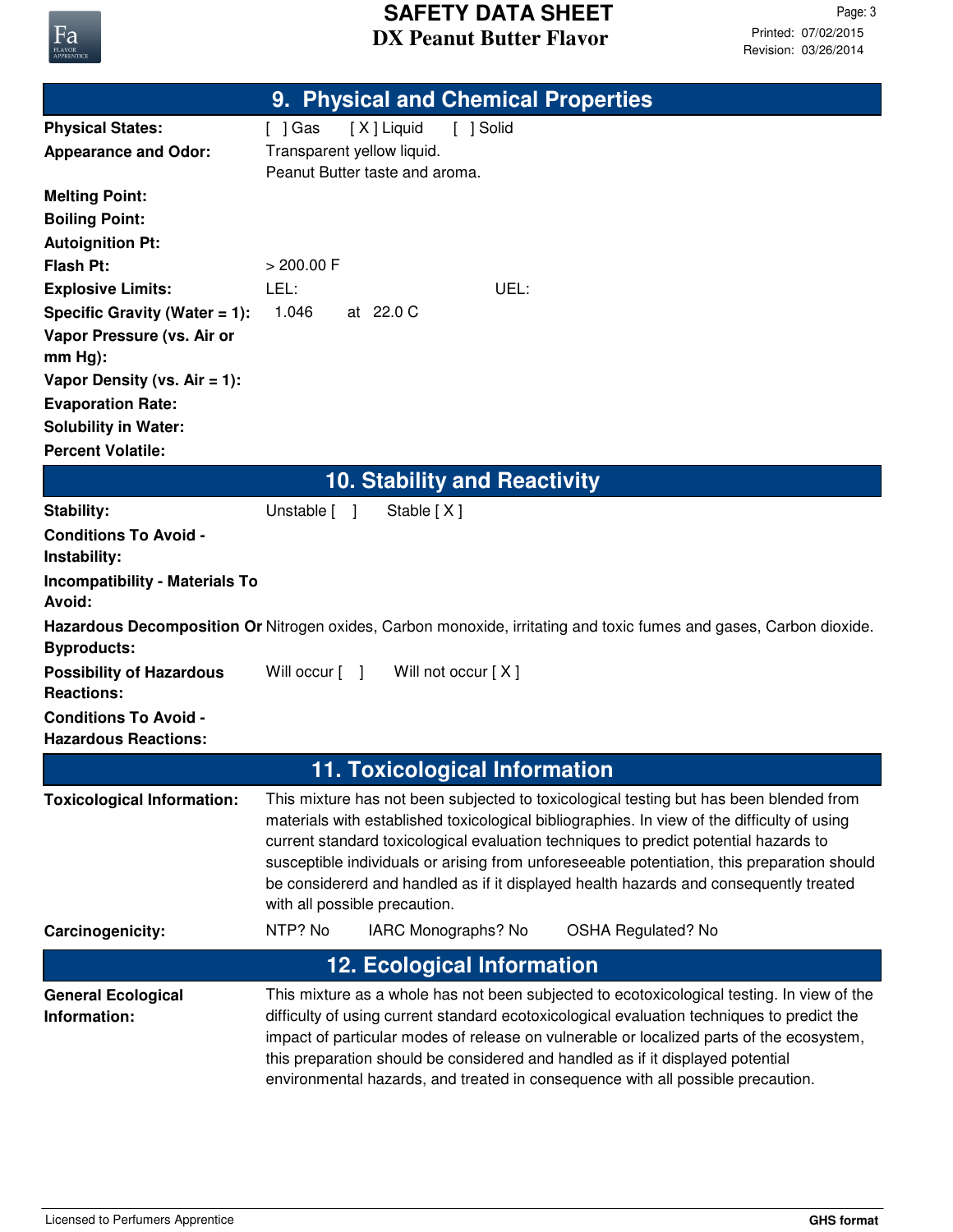## 9. Physical and Chemical Properties

| | |
|---|---|
| **Physical States:** | [ ] Gas [ X ] Liquid [ ] Solid |
| **Appearance and Odor:** | Transparent yellow liquid.<br>Peanut Butter taste and aroma. |
| **Melting Point:** | |
| **Boiling Point:** | |
| **Autoignition Pt:** | |
| **Flash Pt:** | > 200.00 F |
| **Explosive Limits:** | LEL: UEL: |
| **Specific Gravity (Water = 1):** | 1.046 at 22.0 C |
| **Vapor Pressure (vs. Air or mm Hg):** | |
| **Vapor Density (vs. Air = 1):** | |
| **Evaporation Rate:** | |
| **Solubility in Water:** | |
| **Percent Volatile:** | |

## 10. Stability and Reactivity

| | |
|---|---|
| **Stability:** | Unstable [ ] Stable [ X ] |
| **Conditions To Avoid - Instability:** | |
| **Incompatibility - Materials To Avoid:** | |
| **Hazardous Decomposition Or Byproducts:** | Nitrogen oxides, Carbon monoxide, irritating and toxic fumes and gases, Carbon dioxide. |
| **Possibility of Hazardous Reactions:** | Will occur [ ] Will not occur [ X ] |
| **Conditions To Avoid - Hazardous Reactions:** | |

## 11. Toxicological Information

| | |
|---|---|
| **Toxicological Information:** | This mixture has not been subjected to toxicological testing but has been blended from materials with established toxicological bibliographies. In view of the difficulty of using current standard toxicological evaluation techniques to predict potential hazards to susceptible individuals or arising from unforeseeable potentiation, this preparation should be considererd and handled as if it displayed health hazards and consequently treated with all possible precaution. |
| **Carcinogenicity:** | NTP? No IARC Monographs? No OSHA Regulated? No |

## 12. Ecological Information

| | |
|---|---|
| **General Ecological Information:** | This mixture as a whole has not been subjected to ecotoxicological testing. In view of the difficulty of using current standard ecotoxicological evaluation techniques to predict the impact of particular modes of release on vulnerable or localized parts of the ecosystem, this preparation should be considered and handled as if it displayed potential environmental hazards, and treated in consequence with all possible precaution. |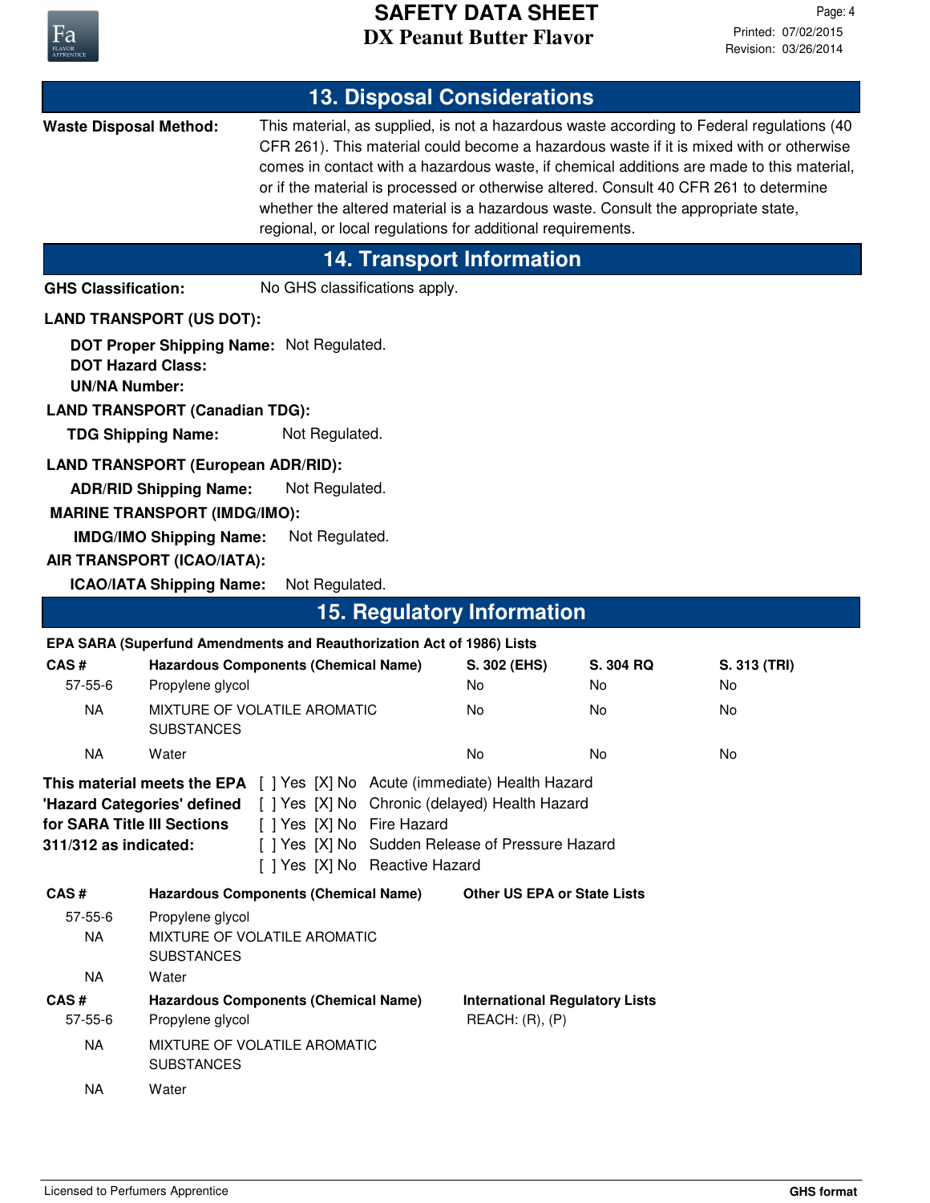## 13. Disposal Considerations

**Waste Disposal Method:** This material, as supplied, is not a hazardous waste according to Federal regulations (40 CFR 261). This material could become a hazardous waste if it is mixed with or otherwise comes in contact with a hazardous waste, if chemical additions are made to this material, or if the material is processed or otherwise altered. Consult 40 CFR 261 to determine whether the altered material is a hazardous waste. Consult the appropriate state, regional, or local regulations for additional requirements.

## 14. Transport Information

**GHS Classification:** No GHS classifications apply.

**LAND TRANSPORT (US DOT):**

**DOT Proper Shipping Name:** Not Regulated.
**DOT Hazard Class:**
**UN/NA Number:**

**LAND TRANSPORT (Canadian TDG):**

**TDG Shipping Name:** Not Regulated.

**LAND TRANSPORT (European ADR/RID):**

**ADR/RID Shipping Name:** Not Regulated.

**MARINE TRANSPORT (IMDG/IMO):**

**IMDG/IMO Shipping Name:** Not Regulated.

**AIR TRANSPORT (ICAO/IATA):**

**ICAO/IATA Shipping Name:** Not Regulated.

## 15. Regulatory Information

**EPA SARA (Superfund Amendments and Reauthorization Act of 1986) Lists**

| CAS # | Hazardous Components (Chemical Name) | S. 302 (EHS) | S. 304 RQ | S. 313 (TRI) |
|---|---|---|---|---|
| 57-55-6 | Propylene glycol | No | No | No |
| NA | MIXTURE OF VOLATILE AROMATIC SUBSTANCES | No | No | No |
| NA | Water | No | No | No |

**This material meets the EPA 'Hazard Categories' defined for SARA Title III Sections 311/312 as indicated:**

[ ] Yes [X] No Acute (immediate) Health Hazard
[ ] Yes [X] No Chronic (delayed) Health Hazard
[ ] Yes [X] No Fire Hazard
[ ] Yes [X] No Sudden Release of Pressure Hazard
[ ] Yes [X] No Reactive Hazard

| CAS # | Hazardous Components (Chemical Name) | Other US EPA or State Lists |
|---|---|---|
| 57-55-6 | Propylene glycol | |
| NA | MIXTURE OF VOLATILE AROMATIC SUBSTANCES | |
| NA | Water | |

| CAS # | Hazardous Components (Chemical Name) | International Regulatory Lists |
|---|---|---|
| 57-55-6 | Propylene glycol | REACH: (R), (P) |
| NA | MIXTURE OF VOLATILE AROMATIC SUBSTANCES | |
| NA | Water | |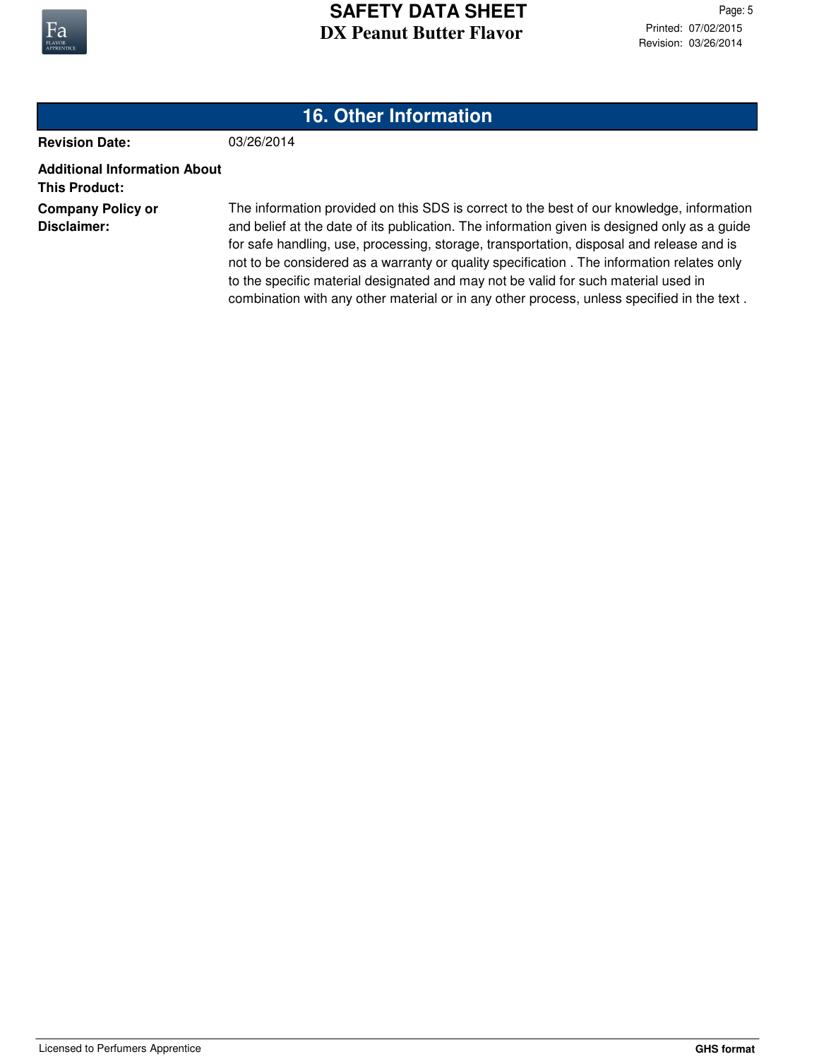## 16. Other Information

**Revision Date:** 03/26/2014

**Additional Information About This Product:**

**Company Policy or Disclaimer:** The information provided on this SDS is correct to the best of our knowledge, information and belief at the date of its publication. The information given is designed only as a guide for safe handling, use, processing, storage, transportation, disposal and release and is not to be considered as a warranty or quality specification . The information relates only to the specific material designated and may not be valid for such material used in combination with any other material or in any other process, unless specified in the text .